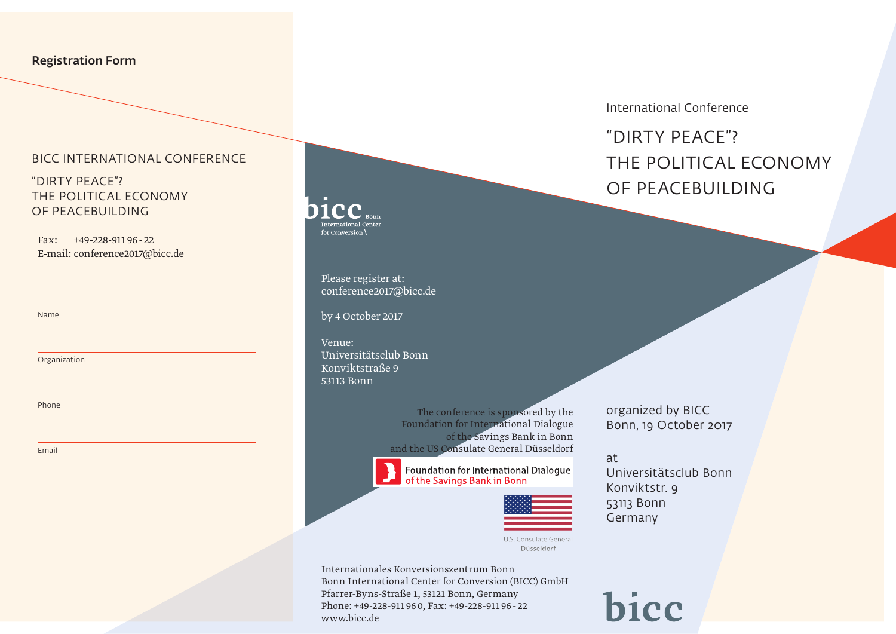## Registration Form

### BICC INTERNATIONAL CONFERENCE

“DIRTY PEACE”?
THE POLITICAL ECONOMY
OF PEACEBUILDING

Fax: +49-228-911 96 - 22
E-mail: conference2017@bicc.de

Name

Organization

Phone

Email

bicc Bonn International Center for Conversion \

Please register at:
conference2017@bicc.de

by 4 October 2017

Venue:
Universitätsclub Bonn
Konviktstraße 9
53113 Bonn

The conference is sponsored by the Foundation for International Dialogue of the Savings Bank in Bonn and the US Consulate General Düsseldorf

Foundation for International Dialogue of the Savings Bank in Bonn

U.S. Consulate General Düsseldorf

Internationales Konversionszentrum Bonn
Bonn International Center for Conversion (BICC) GmbH
Pfarrer-Byns-Straße 1, 53121 Bonn, Germany
Phone: +49-228-911 96 0, Fax: +49-228-911 96 - 22
www.bicc.de

International Conference

# “DIRTY PEACE”? THE POLITICAL ECONOMY OF PEACEBUILDING

organized by BICC
Bonn, 19 October 2017

at
Universitätsclub Bonn
Konviktstr. 9
53113 Bonn
Germany

bicc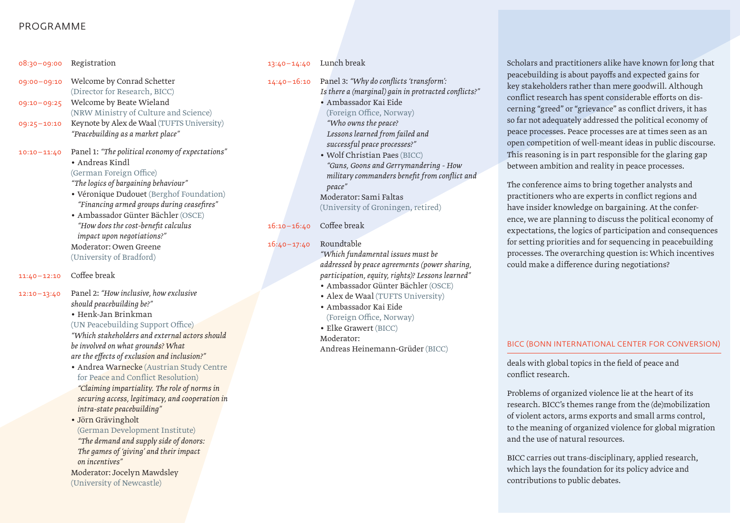## PROGRAMME

**08:30–09:00** Registration

**09:00–09:10** Welcome by Conrad Schetter
(Director for Research, BICC)

**09:10–09:25** Welcome by Beate Wieland
(NRW Ministry of Culture and Science)

**09:25–10:10** Keynote by Alex de Waal (TUFTS University)
*"Peacebuilding as a market place"*

**10:10–11:40** Panel 1: *"The political economy of expectations"*

- Andreas Kindl
(German Foreign Office)
*"The logics of bargaining behaviour"*
- Véronique Dudouet (Berghof Foundation)
*"Financing armed groups during ceasefires"*
- Ambassador Günter Bächler (OSCE)
*"How does the cost-benefit calculus impact upon negotiations?"*

Moderator: Owen Greene
(University of Bradford)

**11:40–12:10** Coffee break

**12:10–13:40** Panel 2: *"How inclusive, how exclusive should peacebuilding be?"*

- Henk-Jan Brinkman
(UN Peacebuilding Support Office)
*"Which stakeholders and external actors should be involved on what grounds? What are the effects of exclusion and inclusion?"*
- Andrea Warnecke (Austrian Study Centre for Peace and Conflict Resolution)
*"Claiming impartiality. The role of norms in securing access, legitimacy, and cooperation in intra-state peacebuilding"*
- Jörn Grävingholt
(German Development Institute)
*"The demand and supply side of donors: The games of 'giving' and their impact on incentives"*

Moderator: Jocelyn Mawdsley
(University of Newcastle)

**13:40–14:40** Lunch break

**14:40–16:10** Panel 3: *"Why do conflicts 'transform': Is there a (marginal) gain in protracted conflicts?"*

- Ambassador Kai Eide
(Foreign Office, Norway)
*"Who owns the peace? Lessons learned from failed and successful peace processes?"*
- Wolf Christian Paes (BICC)
*"Guns, Goons and Gerrymandering - How military commanders benefit from conflict and peace"*

Moderator: Sami Faltas
(University of Groningen, retired)

**16:10–16:40** Coffee break

**16:40–17:40** Roundtable
*"Which fundamental issues must be addressed by peace agreements (power sharing, participation, equity, rights)? Lessons learned"*

- Ambassador Günter Bächler (OSCE)
- Alex de Waal (TUFTS University)
- Ambassador Kai Eide
(Foreign Office, Norway)
- Elke Grawert (BICC)

Moderator:
Andreas Heinemann-Grüder (BICC)

Scholars and practitioners alike have known for long that peacebuilding is about payoffs and expected gains for key stakeholders rather than mere goodwill. Although conflict research has spent considerable efforts on discerning "greed" or "grievance" as conflict drivers, it has so far not adequately addressed the political economy of peace processes. Peace processes are at times seen as an open competition of well-meant ideas in public discourse. This reasoning is in part responsible for the glaring gap between ambition and reality in peace processes.

The conference aims to bring together analysts and practitioners who are experts in conflict regions and have insider knowledge on bargaining. At the conference, we are planning to discuss the political economy of expectations, the logics of participation and consequences for setting priorities and for sequencing in peacebuilding processes. The overarching question is: Which incentives could make a difference during negotiations?

## BICC (BONN INTERNATIONAL CENTER FOR CONVERSION)

deals with global topics in the field of peace and conflict research.

Problems of organized violence lie at the heart of its research. BICC's themes range from the (de)mobilization of violent actors, arms exports and small arms control, to the meaning of organized violence for global migration and the use of natural resources.

BICC carries out trans-disciplinary, applied research, which lays the foundation for its policy advice and contributions to public debates.